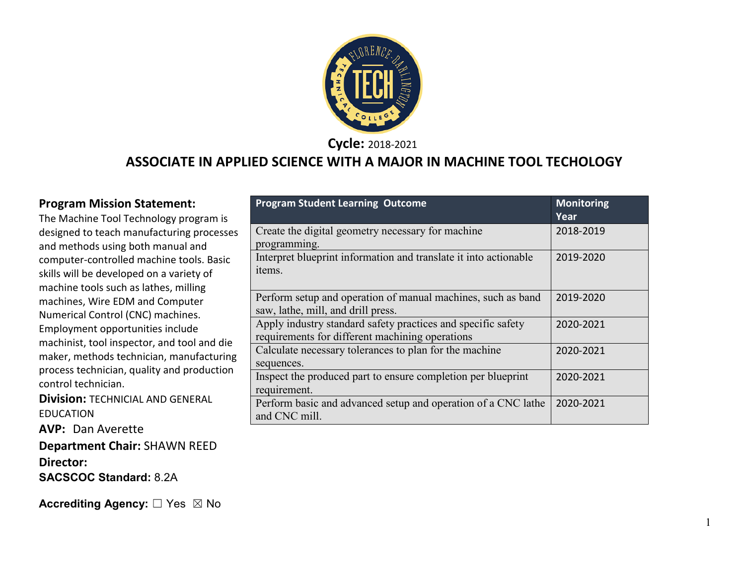**Cycle:** 2018-2021

# ASSOCIATE IN APPLIED SCIENCE WITH A MAJOR IN MACHINE TOOL TECHOLOGY

**Program Mission Statement:**
The Machine Tool Technology program is designed to teach manufacturing processes and methods using both manual and computer-controlled machine tools. Basic skills will be developed on a variety of machine tools such as lathes, milling machines, Wire EDM and Computer Numerical Control (CNC) machines. Employment opportunities include machinist, tool inspector, and tool and die maker, methods technician, manufacturing process technician, quality and production control technician.

**Division:** TECHNICIAL AND GENERAL EDUCATION

**AVP:** Dan Averette

**Department Chair:** SHAWN REED

**Director:**

**SACSCOC Standard:** 8.2A

**Accrediting Agency:** ☐ Yes ☒ No

| Program Student Learning Outcome | Monitoring Year |
|---|---|
| Create the digital geometry necessary for machine programming. | 2018-2019 |
| Interpret blueprint information and translate it into actionable items. | 2019-2020 |
| Perform setup and operation of manual machines, such as band saw, lathe, mill, and drill press. | 2019-2020 |
| Apply industry standard safety practices and specific safety requirements for different machining operations | 2020-2021 |
| Calculate necessary tolerances to plan for the machine sequences. | 2020-2021 |
| Inspect the produced part to ensure completion per blueprint requirement. | 2020-2021 |
| Perform basic and advanced setup and operation of a CNC lathe and CNC mill. | 2020-2021 |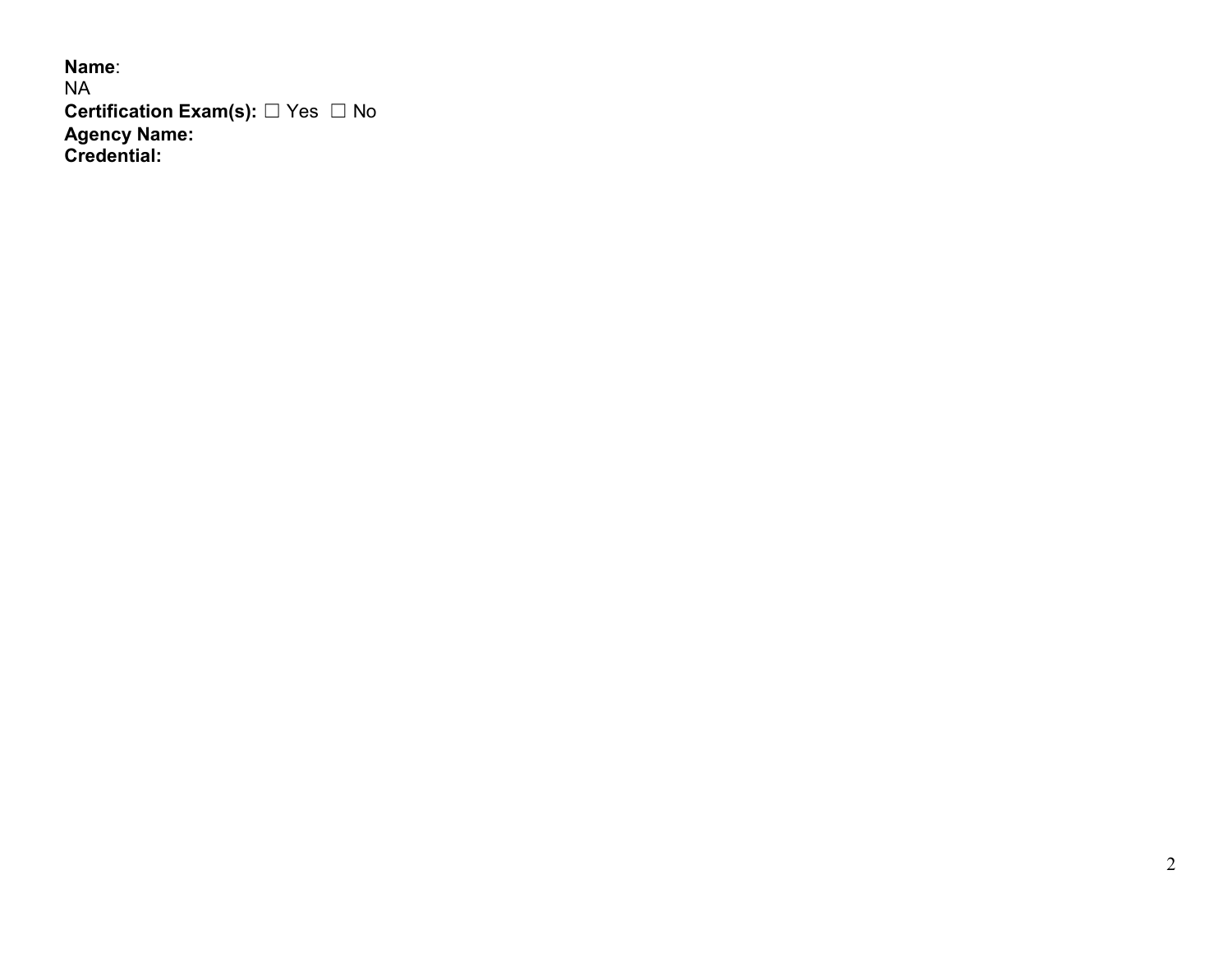**Name**:
NA
**Certification Exam(s):** ☐ Yes ☐ No
**Agency Name:**
**Credential:**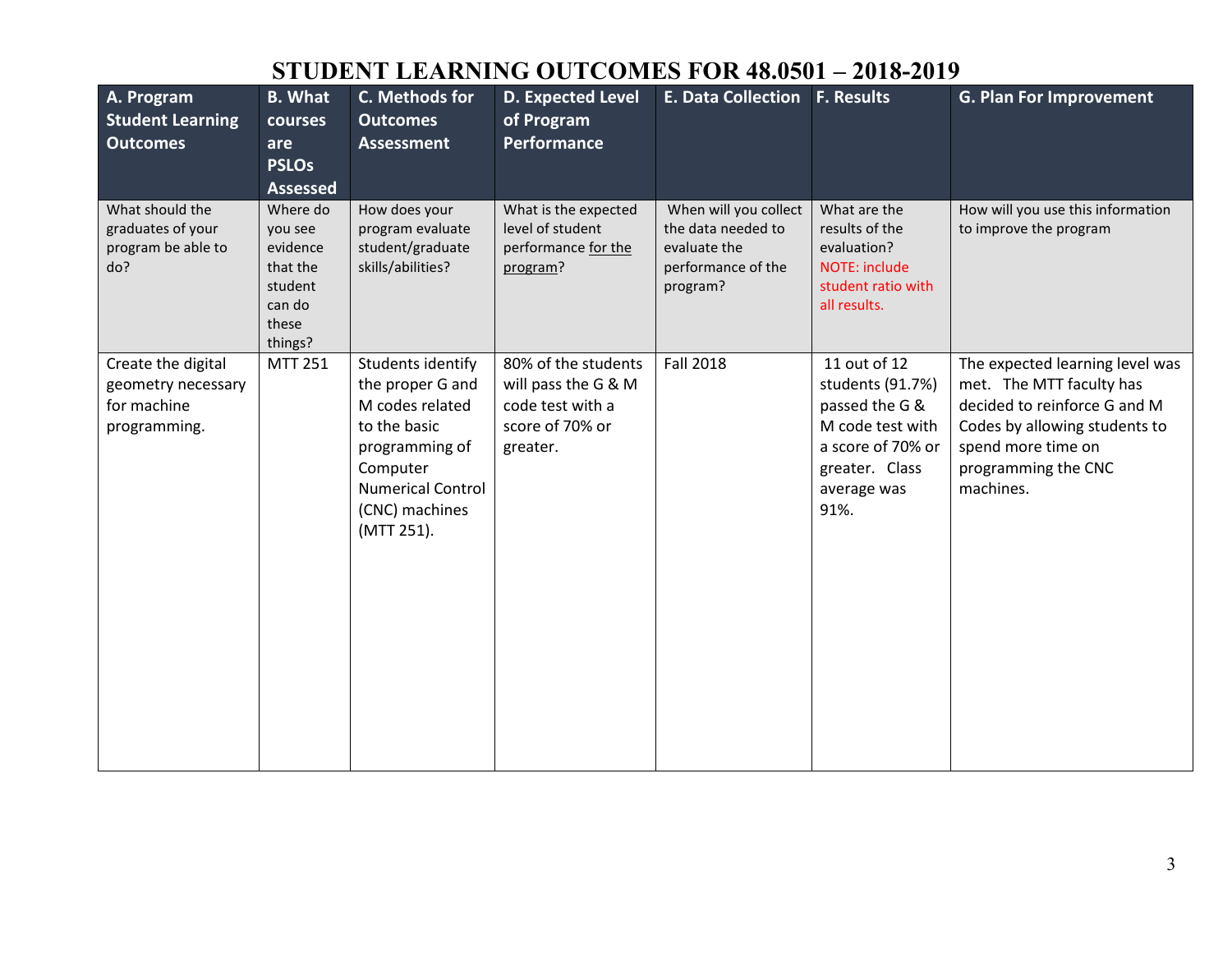# STUDENT LEARNING OUTCOMES FOR 48.0501 – 2018-2019

| A. Program Student Learning Outcomes | B. What courses are PSLOs Assessed | C. Methods for Outcomes Assessment | D. Expected Level of Program Performance | E. Data Collection | F. Results | G. Plan For Improvement |
|---|---|---|---|---|---|---|
| What should the graduates of your program be able to do? | Where do you see evidence that the student can do these things? | How does your program evaluate student/graduate skills/abilities? | What is the expected level of student performance for the program? | When will you collect the data needed to evaluate the performance of the program? | What are the results of the evaluation? NOTE: include student ratio with all results. | How will you use this information to improve the program |
| Create the digital geometry necessary for machine programming. | MTT 251 | Students identify the proper G and M codes related to the basic programming of Computer Numerical Control (CNC) machines (MTT 251). | 80% of the students will pass the G & M code test with a score of 70% or greater. | Fall 2018 | 11 out of 12 students (91.7%) passed the G & M code test with a score of 70% or greater. Class average was 91%. | The expected learning level was met. The MTT faculty has decided to reinforce G and M Codes by allowing students to spend more time on programming the CNC machines. |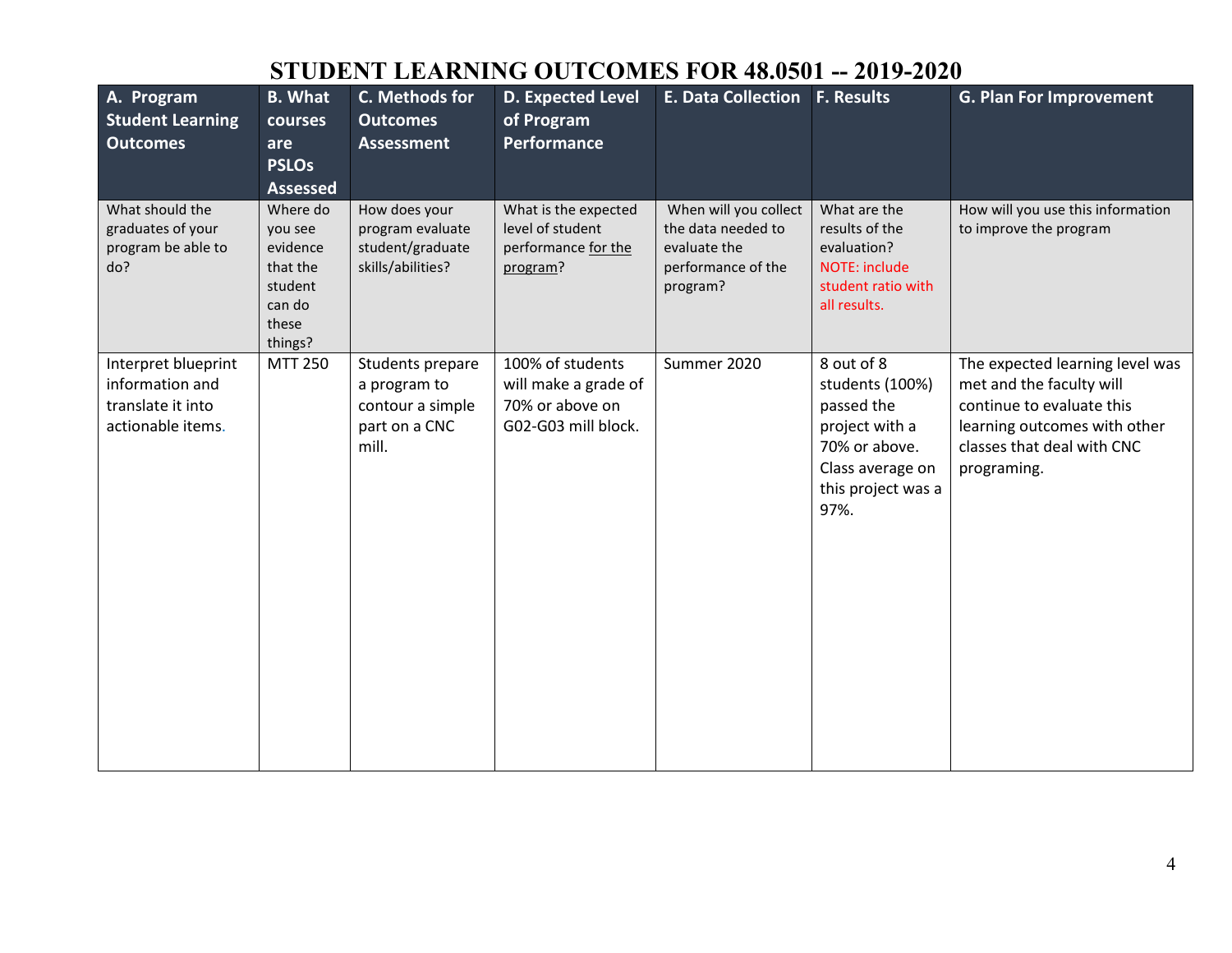# STUDENT LEARNING OUTCOMES FOR 48.0501 -- 2019-2020

| A. Program Student Learning Outcomes | B. What courses are PSLOs Assessed | C. Methods for Outcomes Assessment | D. Expected Level of Program Performance | E. Data Collection | F. Results | G. Plan For Improvement |
|---|---|---|---|---|---|---|
| What should the graduates of your program be able to do? | Where do you see evidence that the student can do these things? | How does your program evaluate student/graduate skills/abilities? | What is the expected level of student performance for the program? | When will you collect the data needed to evaluate the performance of the program? | What are the results of the evaluation? NOTE: include student ratio with all results. | How will you use this information to improve the program |
| Interpret blueprint information and translate it into actionable items. | MTT 250 | Students prepare a program to contour a simple part on a CNC mill. | 100% of students will make a grade of 70% or above on G02-G03 mill block. | Summer 2020 | 8 out of 8 students (100%) passed the project with a 70% or above. Class average on this project was a 97%. | The expected learning level was met and the faculty will continue to evaluate this learning outcomes with other classes that deal with CNC programing. |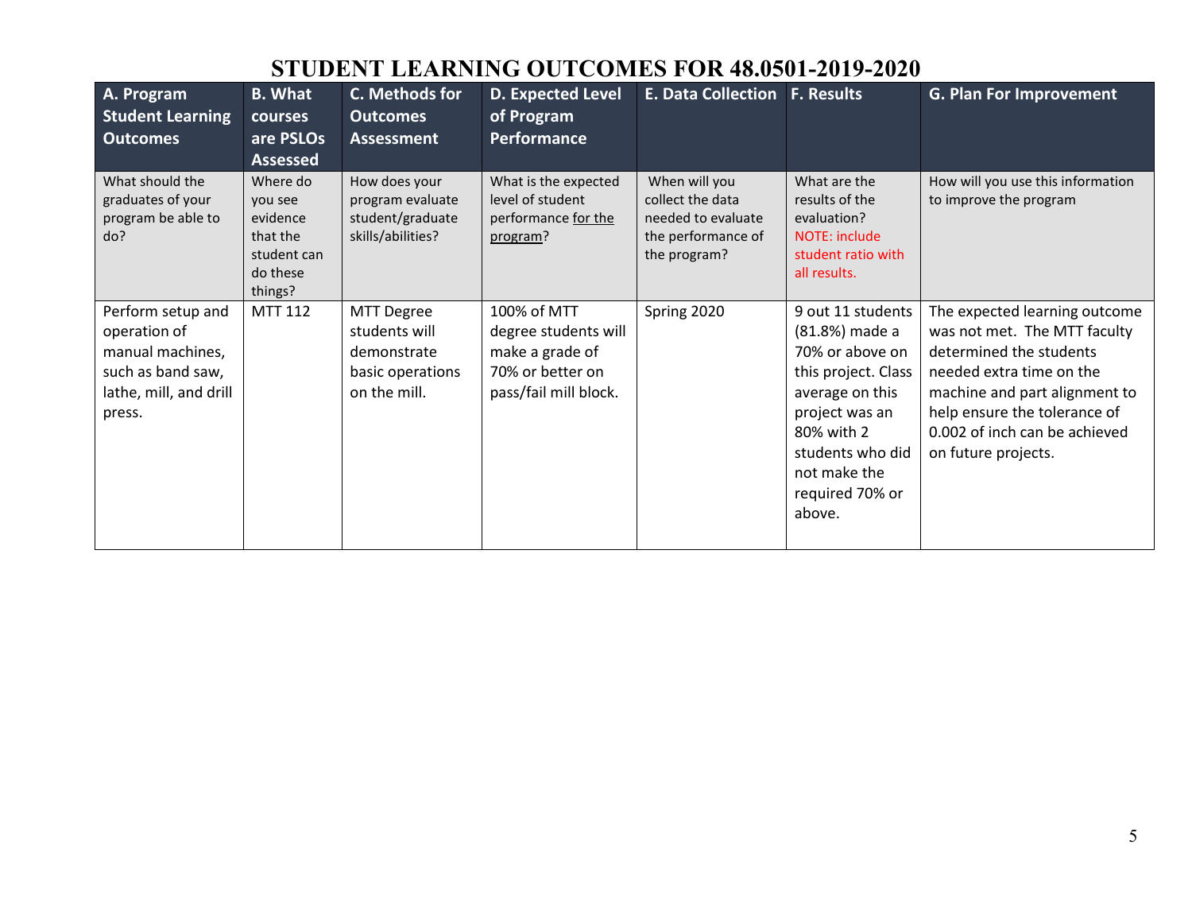# STUDENT LEARNING OUTCOMES FOR 48.0501-2019-2020

| A. Program Student Learning Outcomes | B. What courses are PSLOs Assessed | C. Methods for Outcomes Assessment | D. Expected Level of Program Performance | E. Data Collection | F. Results | G. Plan For Improvement |
|---|---|---|---|---|---|---|
| What should the graduates of your program be able to do? | Where do you see evidence that the student can do these things? | How does your program evaluate student/graduate skills/abilities? | What is the expected level of student performance for the program? | When will you collect the data needed to evaluate the performance of the program? | What are the results of the evaluation? NOTE: include student ratio with all results. | How will you use this information to improve the program |
| Perform setup and operation of manual machines, such as band saw, lathe, mill, and drill press. | MTT 112 | MTT Degree students will demonstrate basic operations on the mill. | 100% of MTT degree students will make a grade of 70% or better on pass/fail mill block. | Spring 2020 | 9 out 11 students (81.8%) made a 70% or above on this project. Class average on this project was an 80% with 2 students who did not make the required 70% or above. | The expected learning outcome was not met. The MTT faculty determined the students needed extra time on the machine and part alignment to help ensure the tolerance of 0.002 of inch can be achieved on future projects. |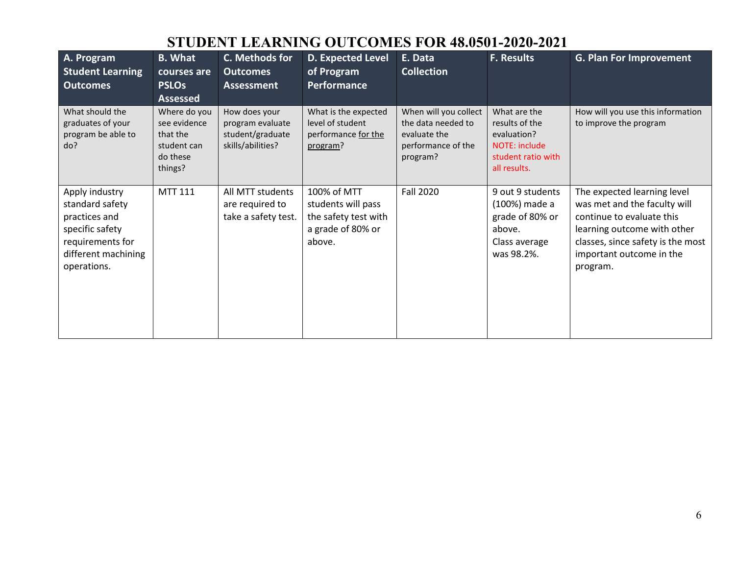# STUDENT LEARNING OUTCOMES FOR 48.0501-2020-2021

| A. Program Student Learning Outcomes | B. What courses are PSLOs Assessed | C. Methods for Outcomes Assessment | D. Expected Level of Program Performance | E. Data Collection | F. Results | G. Plan For Improvement |
|---|---|---|---|---|---|---|
| What should the graduates of your program be able to do? | Where do you see evidence that the student can do these things? | How does your program evaluate student/graduate skills/abilities? | What is the expected level of student performance for the program? | When will you collect the data needed to evaluate the performance of the program? | What are the results of the evaluation? NOTE: include student ratio with all results. | How will you use this information to improve the program |
| Apply industry standard safety practices and specific safety requirements for different machining operations. | MTT 111 | All MTT students are required to take a safety test. | 100% of MTT students will pass the safety test with a grade of 80% or above. | Fall 2020 | 9 out 9 students (100%) made a grade of 80% or above. Class average was 98.2%. | The expected learning level was met and the faculty will continue to evaluate this learning outcome with other classes, since safety is the most important outcome in the program. |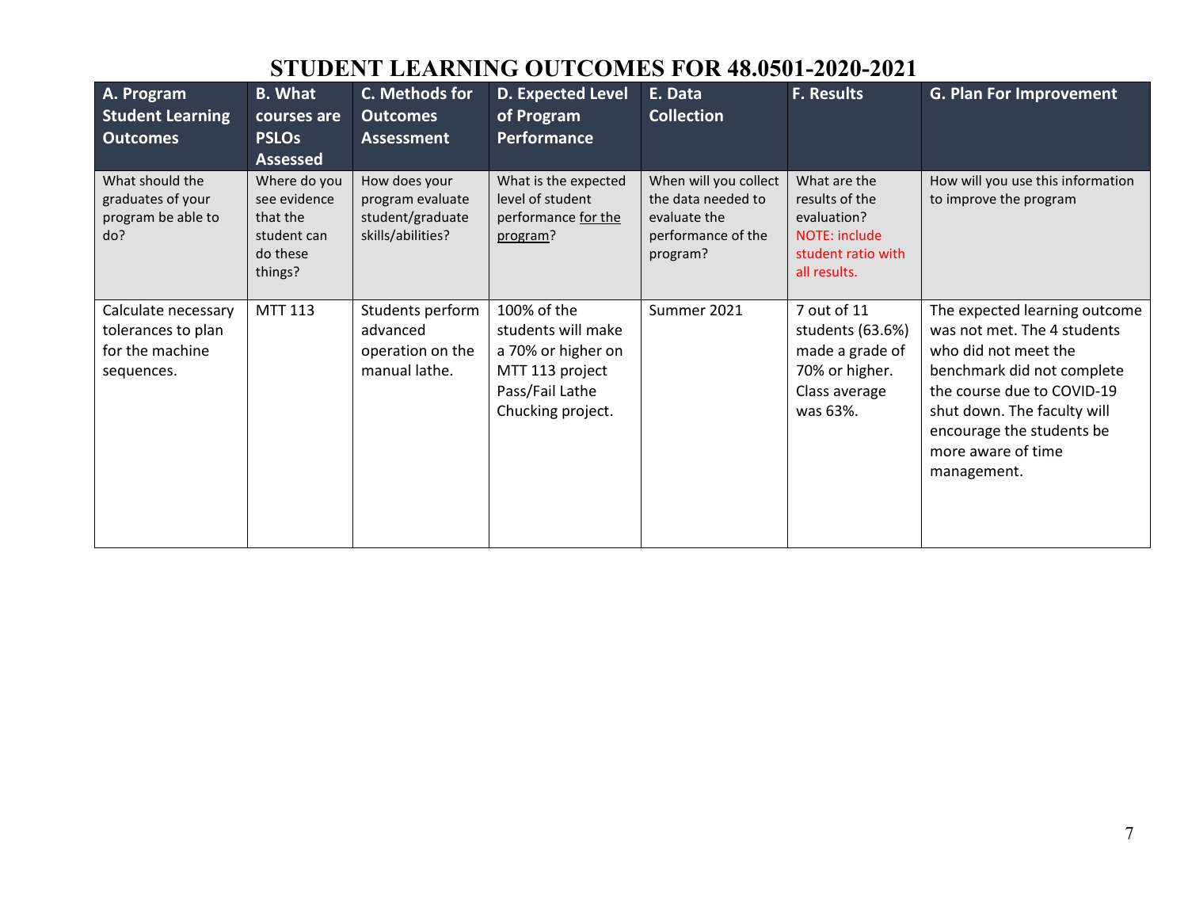# STUDENT LEARNING OUTCOMES FOR 48.0501-2020-2021

| A. Program Student Learning Outcomes | B. What courses are PSLOs Assessed | C. Methods for Outcomes Assessment | D. Expected Level of Program Performance | E. Data Collection | F. Results | G. Plan For Improvement |
|---|---|---|---|---|---|---|
| What should the graduates of your program be able to do? | Where do you see evidence that the student can do these things? | How does your program evaluate student/graduate skills/abilities? | What is the expected level of student performance for the program? | When will you collect the data needed to evaluate the performance of the program? | What are the results of the evaluation? NOTE: include student ratio with all results. | How will you use this information to improve the program |
| Calculate necessary tolerances to plan for the machine sequences. | MTT 113 | Students perform advanced operation on the manual lathe. | 100% of the students will make a 70% or higher on MTT 113 project Pass/Fail Lathe Chucking project. | Summer 2021 | 7 out of 11 students (63.6%) made a grade of 70% or higher. Class average was 63%. | The expected learning outcome was not met. The 4 students who did not meet the benchmark did not complete the course due to COVID-19 shut down. The faculty will encourage the students be more aware of time management. |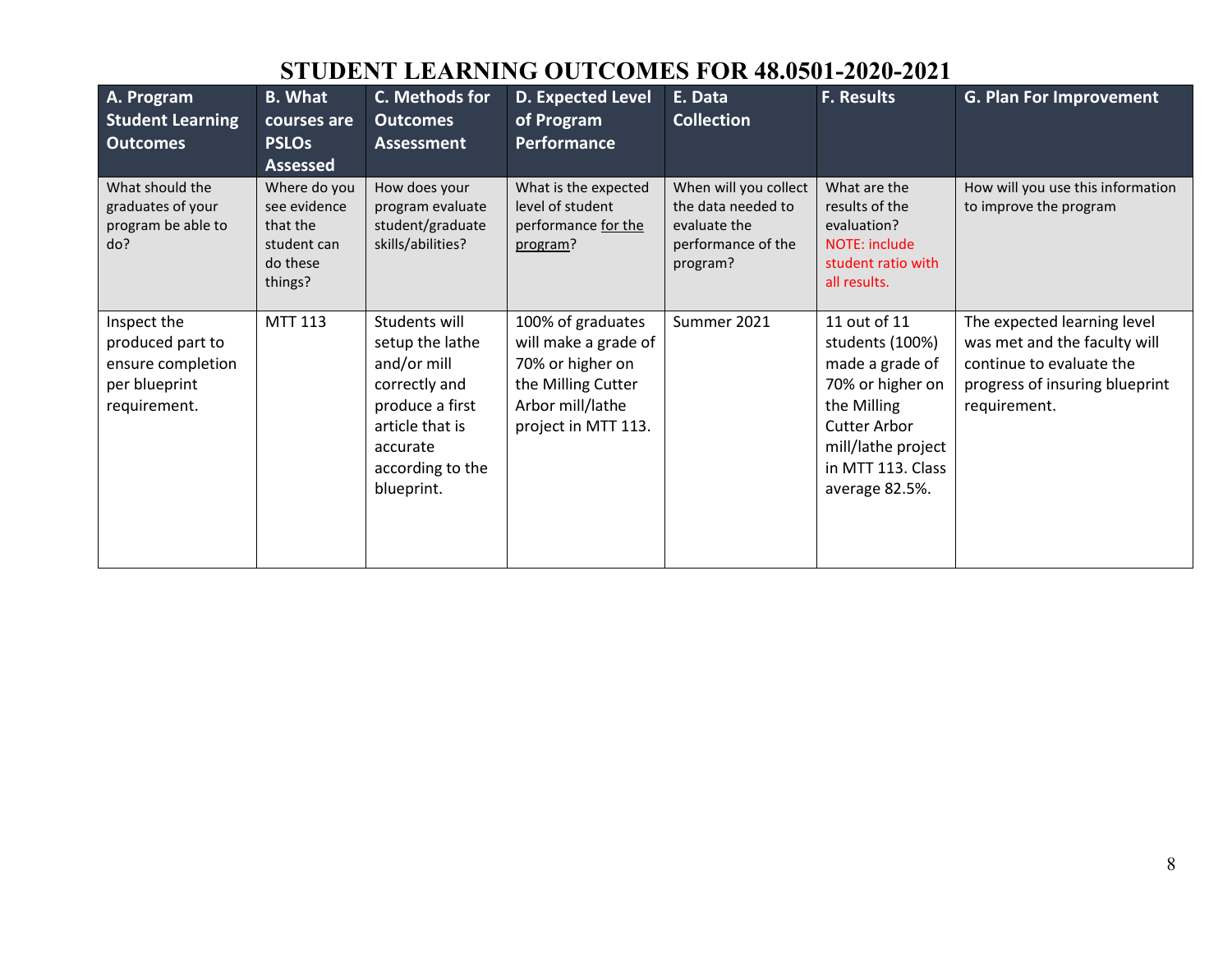# STUDENT LEARNING OUTCOMES FOR 48.0501-2020-2021

| A. Program Student Learning Outcomes | B. What courses are PSLOs Assessed | C. Methods for Outcomes Assessment | D. Expected Level of Program Performance | E. Data Collection | F. Results | G. Plan For Improvement |
|---|---|---|---|---|---|---|
| What should the graduates of your program be able to do? | Where do you see evidence that the student can do these things? | How does your program evaluate student/graduate skills/abilities? | What is the expected level of student performance for the program? | When will you collect the data needed to evaluate the performance of the program? | What are the results of the evaluation? NOTE: include student ratio with all results. | How will you use this information to improve the program |
| Inspect the produced part to ensure completion per blueprint requirement. | MTT 113 | Students will setup the lathe and/or mill correctly and produce a first article that is accurate according to the blueprint. | 100% of graduates will make a grade of 70% or higher on the Milling Cutter Arbor mill/lathe project in MTT 113. | Summer 2021 | 11 out of 11 students (100%) made a grade of 70% or higher on the Milling Cutter Arbor mill/lathe project in MTT 113. Class average 82.5%. | The expected learning level was met and the faculty will continue to evaluate the progress of insuring blueprint requirement. |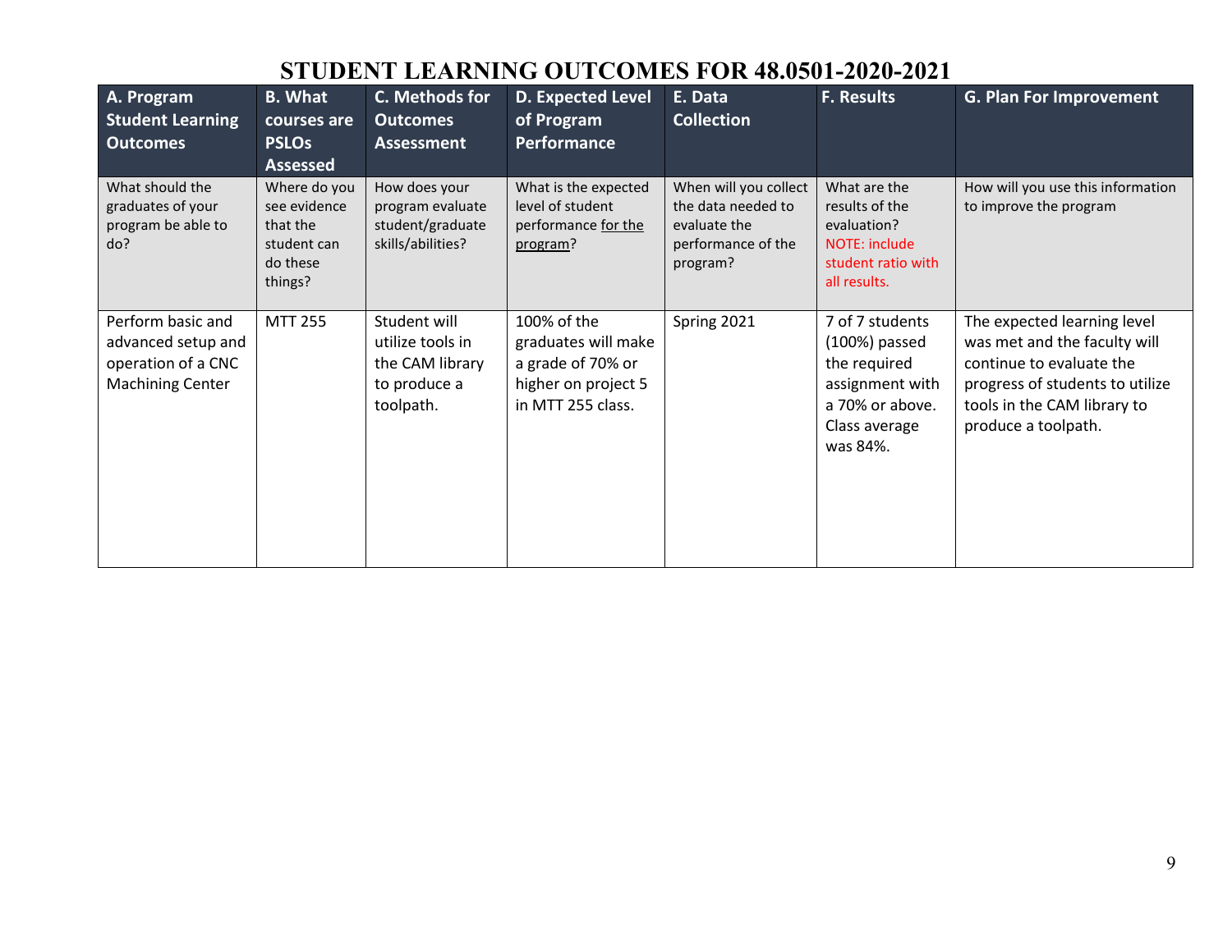# STUDENT LEARNING OUTCOMES FOR 48.0501-2020-2021

| A. Program Student Learning Outcomes | B. What courses are PSLOs Assessed | C. Methods for Outcomes Assessment | D. Expected Level of Program Performance | E. Data Collection | F. Results | G. Plan For Improvement |
|---|---|---|---|---|---|---|
| What should the graduates of your program be able to do? | Where do you see evidence that the student can do these things? | How does your program evaluate student/graduate skills/abilities? | What is the expected level of student performance <u>for the program</u>? | When will you collect the data needed to evaluate the performance of the program? | What are the results of the evaluation? NOTE: include student ratio with all results. | How will you use this information to improve the program |
| Perform basic and advanced setup and operation of a CNC Machining Center | MTT 255 | Student will utilize tools in the CAM library to produce a toolpath. | 100% of the graduates will make a grade of 70% or higher on project 5 in MTT 255 class. | Spring 2021 | 7 of 7 students (100%) passed the required assignment with a 70% or above. Class average was 84%. | The expected learning level was met and the faculty will continue to evaluate the progress of students to utilize tools in the CAM library to produce a toolpath. |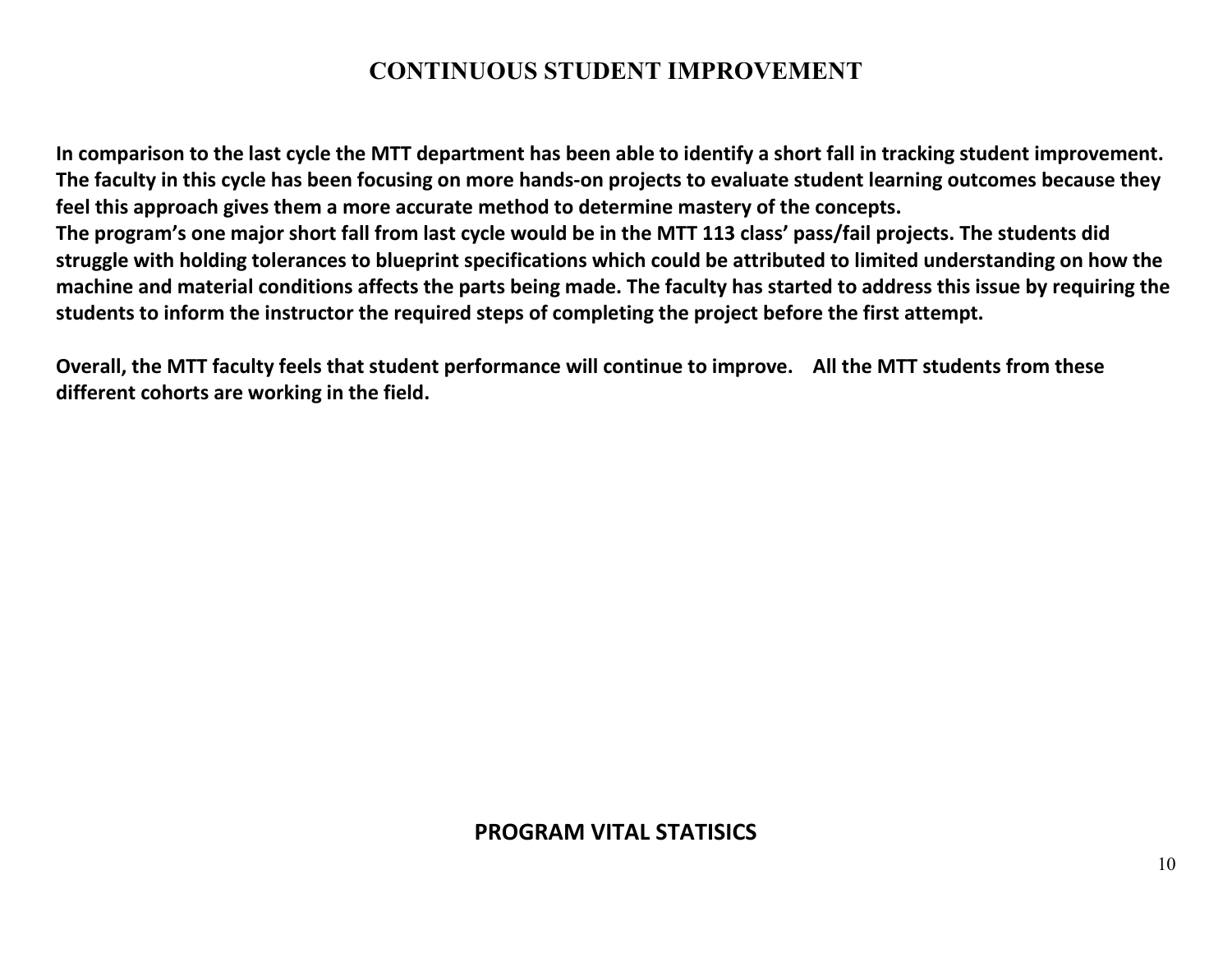## CONTINUOUS STUDENT IMPROVEMENT

**In comparison to the last cycle the MTT department has been able to identify a short fall in tracking student improvement. The faculty in this cycle has been focusing on more hands-on projects to evaluate student learning outcomes because they feel this approach gives them a more accurate method to determine mastery of the concepts.**
**The program's one major short fall from last cycle would be in the MTT 113 class' pass/fail projects. The students did struggle with holding tolerances to blueprint specifications which could be attributed to limited understanding on how the machine and material conditions affects the parts being made. The faculty has started to address this issue by requiring the students to inform the instructor the required steps of completing the project before the first attempt.**

**Overall, the MTT faculty feels that student performance will continue to improve. All the MTT students from these different cohorts are working in the field.**

## PROGRAM VITAL STATISICS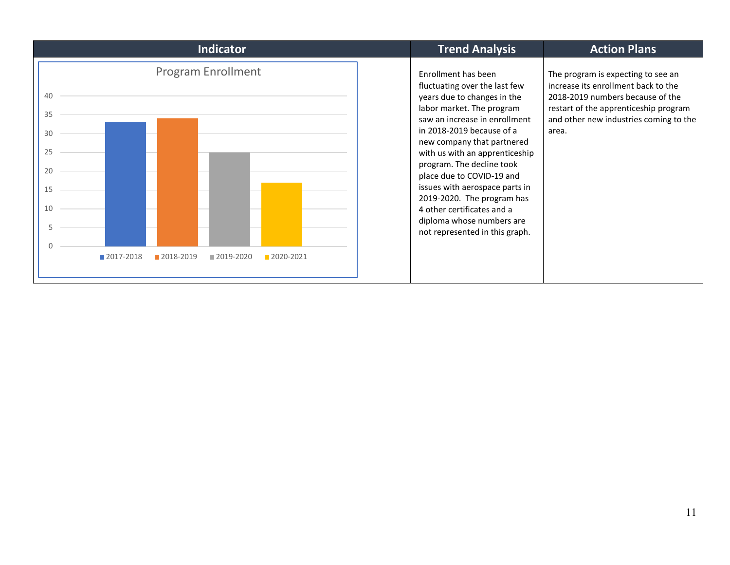| Indicator | Trend Analysis | Action Plans |
| --- | --- | --- |
| **Program Enrollment**<br><br>2017-2018: 33<br>2018-2019: 34<br>2019-2020: 25<br>2020-2021: 17 | Enrollment has been fluctuating over the last few years due to changes in the labor market. The program saw an increase in enrollment in 2018-2019 because of a new company that partnered with us with an apprenticeship program. The decline took place due to COVID-19 and issues with aerospace parts in 2019-2020. The program has 4 other certificates and a diploma whose numbers are not represented in this graph. | The program is expecting to see an increase its enrollment back to the 2018-2019 numbers because of the restart of the apprenticeship program and other new industries coming to the area. |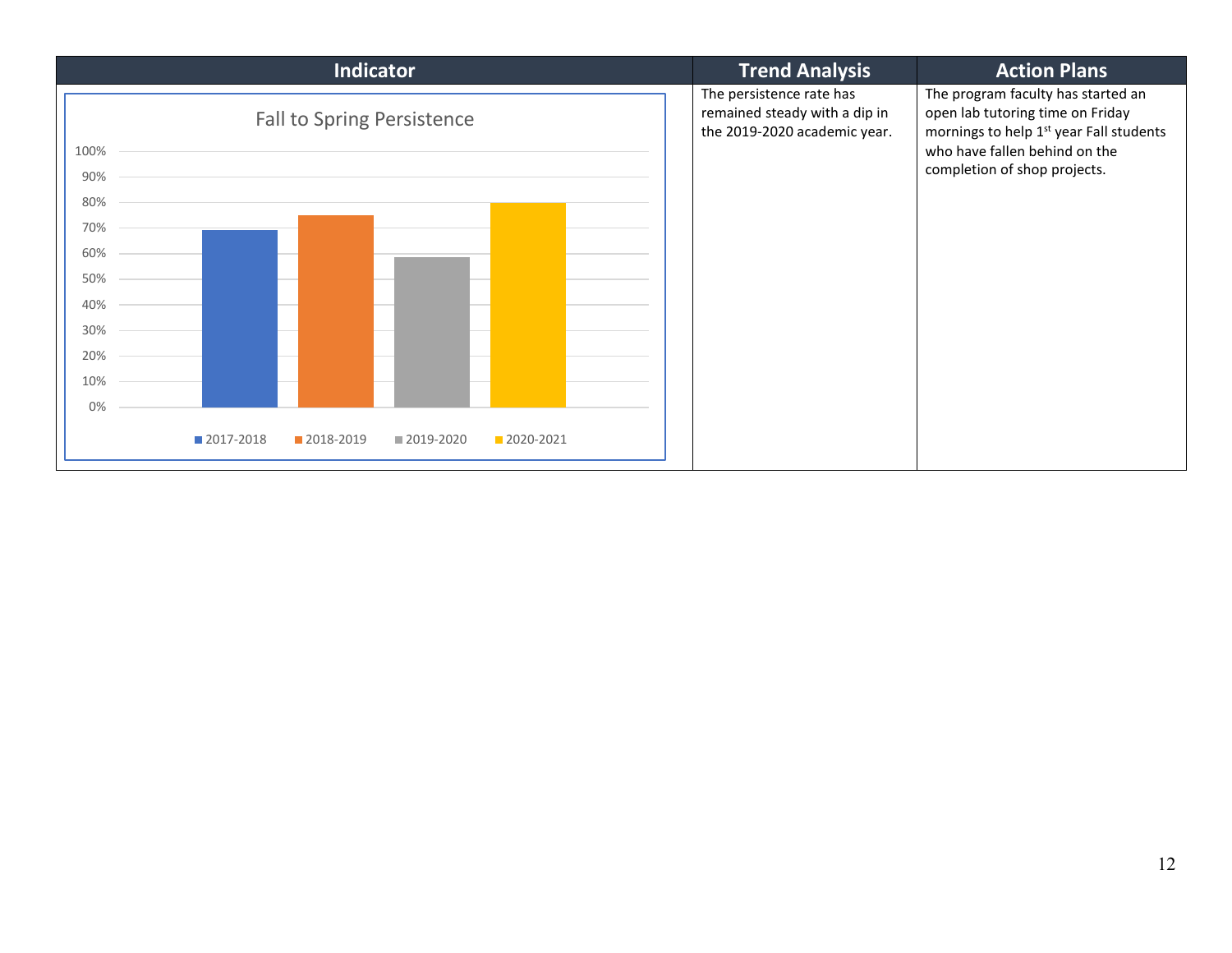| Indicator | Trend Analysis | Action Plans |
| --- | --- | --- |
| Fall to Spring Persistence<br>100%<br>90%<br>80%<br>70%<br>60%<br>50%<br>40%<br>30%<br>20%<br>10%<br>0%<br>2017-2018 2018-2019 2019-2020 2020-2021 | The persistence rate has remained steady with a dip in the 2019-2020 academic year. | The program faculty has started an open lab tutoring time on Friday mornings to help 1st year Fall students who have fallen behind on the completion of shop projects. |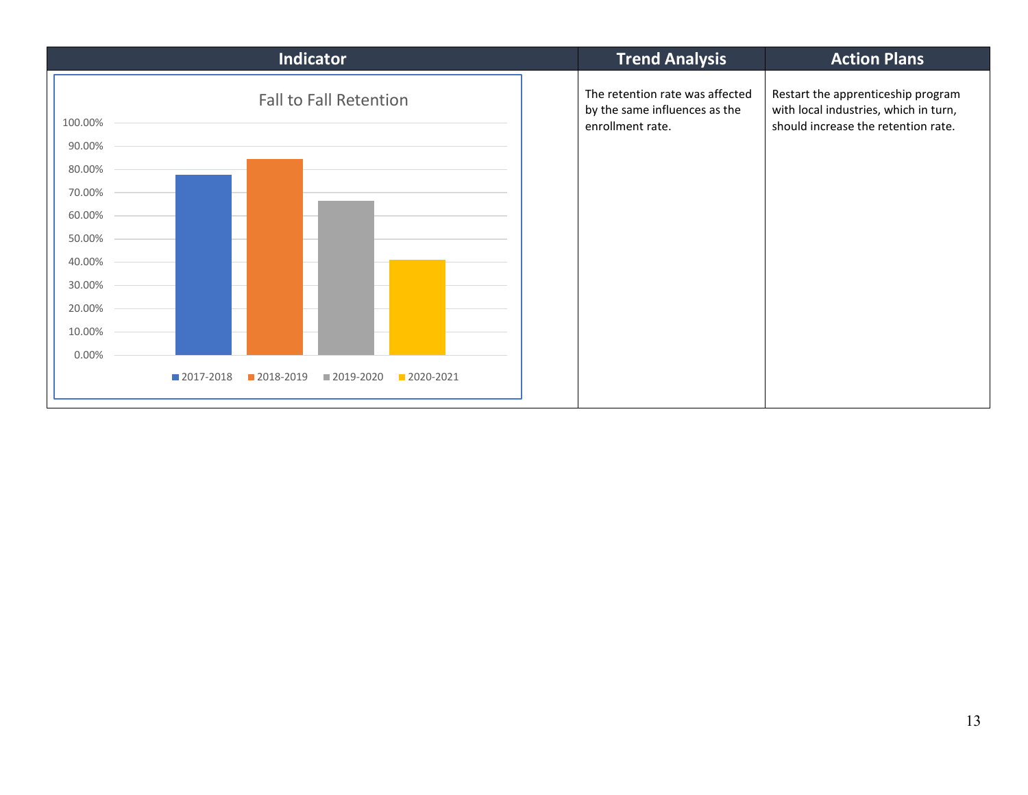| Indicator | Trend Analysis | Action Plans |
| --- | --- | --- |
| Fall to Fall Retention | The retention rate was affected by the same influences as the enrollment rate. | Restart the apprenticeship program with local industries, which in turn, should increase the retention rate. |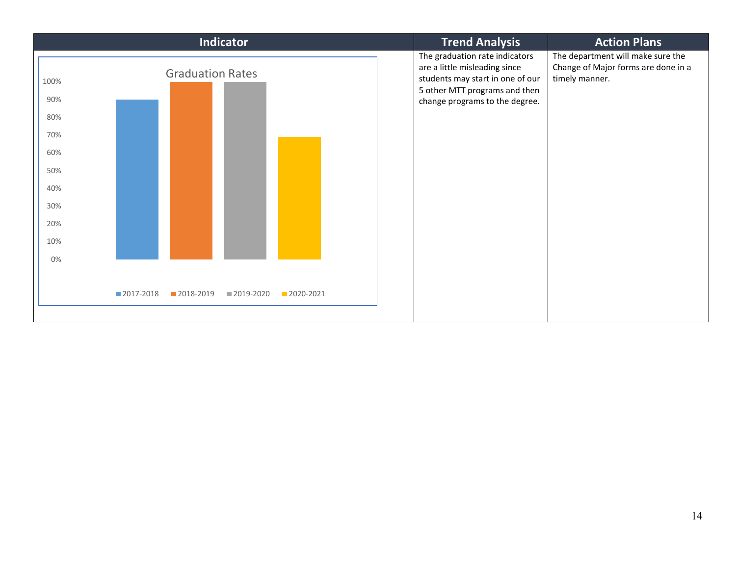| Indicator | Trend Analysis | Action Plans |
| --- | --- | --- |
| Graduation Rates<br>100%<br>90%<br>80%<br>70%<br>60%<br>50%<br>40%<br>30%<br>20%<br>10%<br>0%<br>2017-2018 2018-2019 2019-2020 2020-2021 | The graduation rate indicators are a little misleading since students may start in one of our 5 other MTT programs and then change programs to the degree. | The department will make sure the Change of Major forms are done in a timely manner. |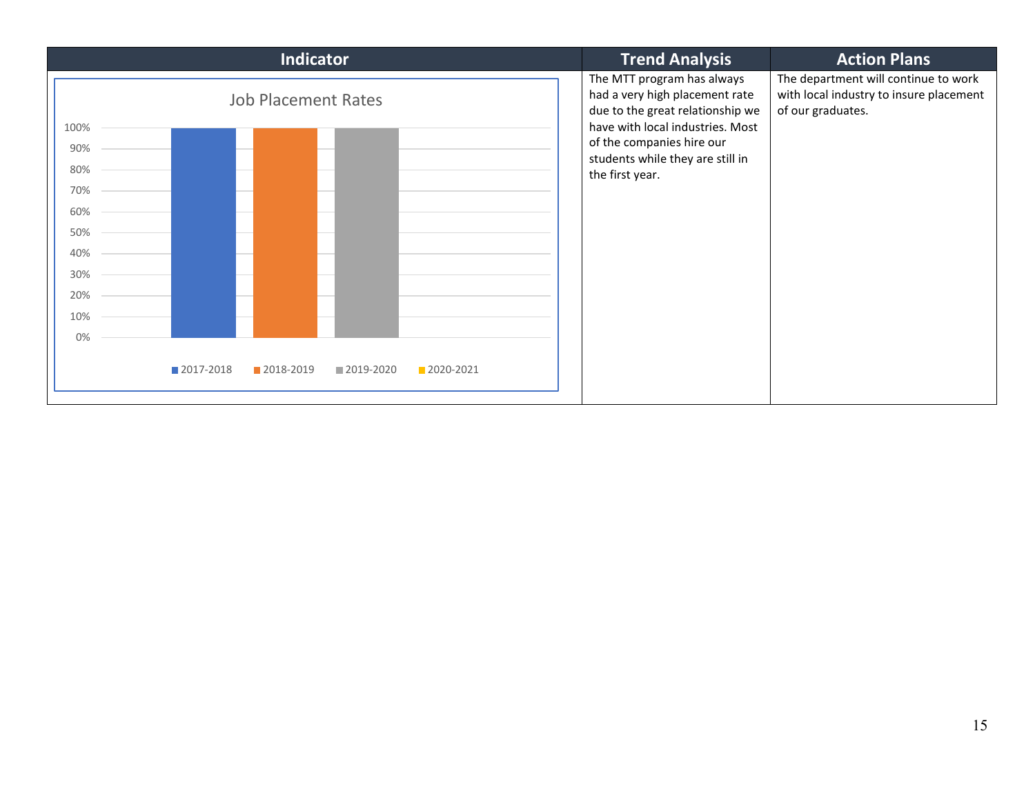| Indicator | Trend Analysis | Action Plans |
|---|---|---|
| Job Placement Rates<br>100%<br>90%<br>80%<br>70%<br>60%<br>50%<br>40%<br>30%<br>20%<br>10%<br>0%<br>2017-2018 2018-2019 2019-2020 2020-2021 | The MTT program has always had a very high placement rate due to the great relationship we have with local industries. Most of the companies hire our students while they are still in the first year. | The department will continue to work with local industry to insure placement of our graduates. |